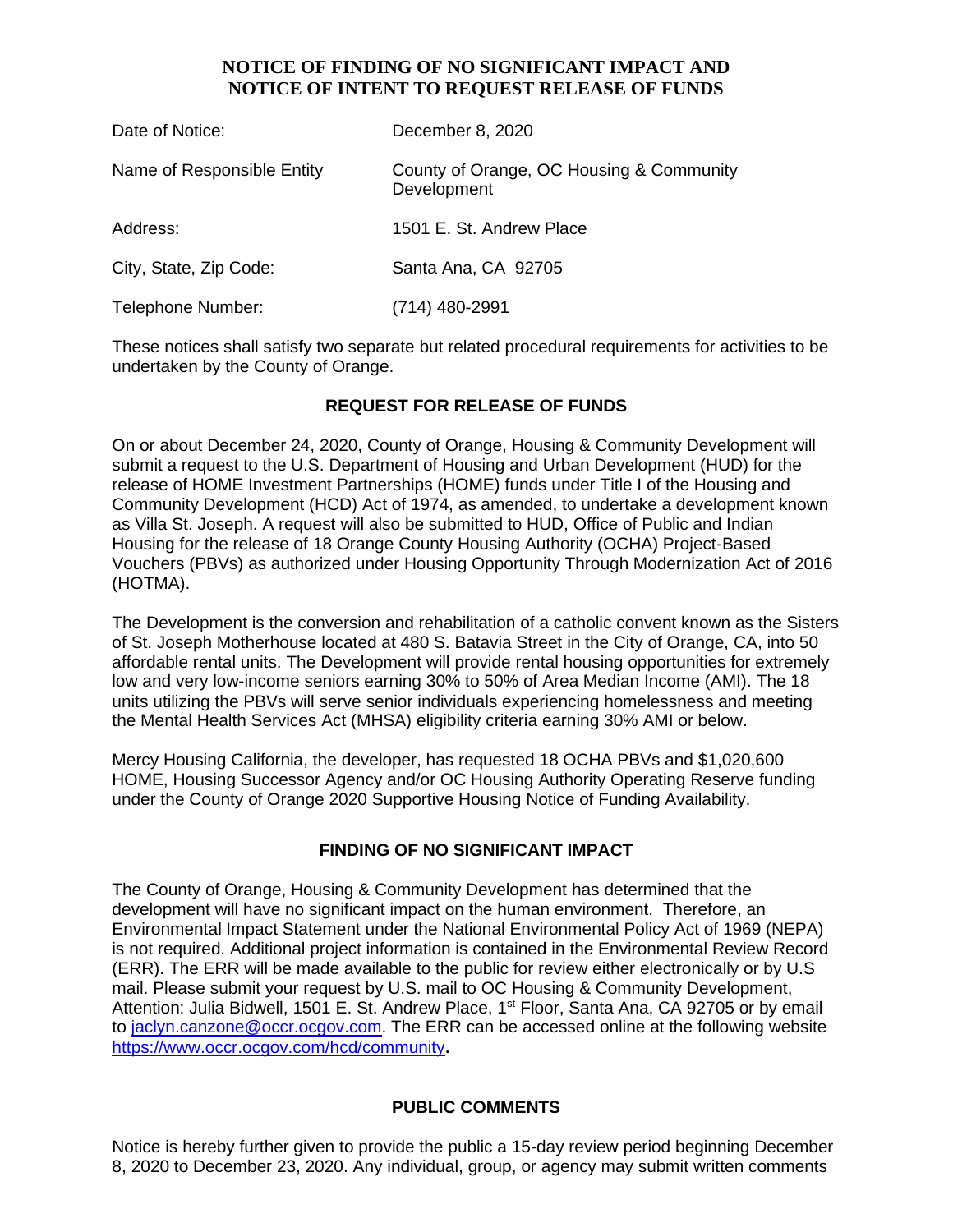# NOTICE OF FINDING OF NO SIGNIFICANT IMPACT AND NOTICE OF INTENT TO REQUEST RELEASE OF FUNDS

| | |
|---|---|
| Date of Notice: | December 8, 2020 |
| Name of Responsible Entity | County of Orange, OC Housing & Community Development |
| Address: | 1501 E. St. Andrew Place |
| City, State, Zip Code: | Santa Ana, CA 92705 |
| Telephone Number: | (714) 480-2991 |

These notices shall satisfy two separate but related procedural requirements for activities to be undertaken by the County of Orange.

## REQUEST FOR RELEASE OF FUNDS

On or about December 24, 2020, County of Orange, Housing & Community Development will submit a request to the U.S. Department of Housing and Urban Development (HUD) for the release of HOME Investment Partnerships (HOME) funds under Title I of the Housing and Community Development (HCD) Act of 1974, as amended, to undertake a development known as Villa St. Joseph. A request will also be submitted to HUD, Office of Public and Indian Housing for the release of 18 Orange County Housing Authority (OCHA) Project-Based Vouchers (PBVs) as authorized under Housing Opportunity Through Modernization Act of 2016 (HOTMA).

The Development is the conversion and rehabilitation of a catholic convent known as the Sisters of St. Joseph Motherhouse located at 480 S. Batavia Street in the City of Orange, CA, into 50 affordable rental units. The Development will provide rental housing opportunities for extremely low and very low-income seniors earning 30% to 50% of Area Median Income (AMI). The 18 units utilizing the PBVs will serve senior individuals experiencing homelessness and meeting the Mental Health Services Act (MHSA) eligibility criteria earning 30% AMI or below.

Mercy Housing California, the developer, has requested 18 OCHA PBVs and $1,020,600 HOME, Housing Successor Agency and/or OC Housing Authority Operating Reserve funding under the County of Orange 2020 Supportive Housing Notice of Funding Availability.

## FINDING OF NO SIGNIFICANT IMPACT

The County of Orange, Housing & Community Development has determined that the development will have no significant impact on the human environment. Therefore, an Environmental Impact Statement under the National Environmental Policy Act of 1969 (NEPA) is not required. Additional project information is contained in the Environmental Review Record (ERR). The ERR will be made available to the public for review either electronically or by U.S mail. Please submit your request by U.S. mail to OC Housing & Community Development, Attention: Julia Bidwell, 1501 E. St. Andrew Place, 1st Floor, Santa Ana, CA 92705 or by email to jaclyn.canzone@occr.ocgov.com. The ERR can be accessed online at the following website https://www.occr.ocgov.com/hcd/community.

## PUBLIC COMMENTS

Notice is hereby further given to provide the public a 15-day review period beginning December 8, 2020 to December 23, 2020. Any individual, group, or agency may submit written comments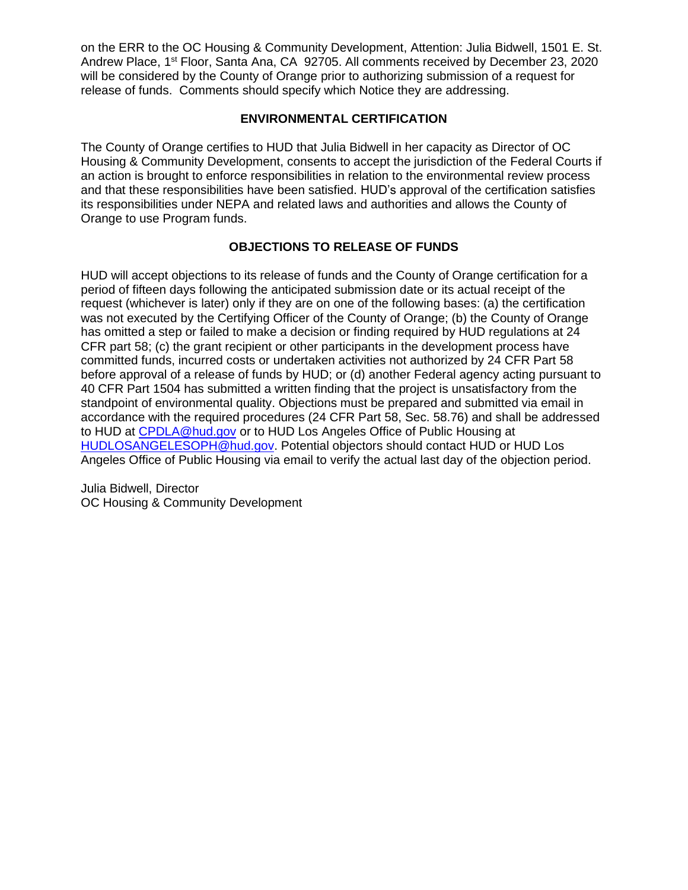on the ERR to the OC Housing & Community Development, Attention: Julia Bidwell, 1501 E. St. Andrew Place, 1st Floor, Santa Ana, CA 92705. All comments received by December 23, 2020 will be considered by the County of Orange prior to authorizing submission of a request for release of funds. Comments should specify which Notice they are addressing.

## ENVIRONMENTAL CERTIFICATION

The County of Orange certifies to HUD that Julia Bidwell in her capacity as Director of OC Housing & Community Development, consents to accept the jurisdiction of the Federal Courts if an action is brought to enforce responsibilities in relation to the environmental review process and that these responsibilities have been satisfied. HUD's approval of the certification satisfies its responsibilities under NEPA and related laws and authorities and allows the County of Orange to use Program funds.

## OBJECTIONS TO RELEASE OF FUNDS

HUD will accept objections to its release of funds and the County of Orange certification for a period of fifteen days following the anticipated submission date or its actual receipt of the request (whichever is later) only if they are on one of the following bases: (a) the certification was not executed by the Certifying Officer of the County of Orange; (b) the County of Orange has omitted a step or failed to make a decision or finding required by HUD regulations at 24 CFR part 58; (c) the grant recipient or other participants in the development process have committed funds, incurred costs or undertaken activities not authorized by 24 CFR Part 58 before approval of a release of funds by HUD; or (d) another Federal agency acting pursuant to 40 CFR Part 1504 has submitted a written finding that the project is unsatisfactory from the standpoint of environmental quality. Objections must be prepared and submitted via email in accordance with the required procedures (24 CFR Part 58, Sec. 58.76) and shall be addressed to HUD at CPDLA@hud.gov or to HUD Los Angeles Office of Public Housing at HUDLOSANGELESOPH@hud.gov. Potential objectors should contact HUD or HUD Los Angeles Office of Public Housing via email to verify the actual last day of the objection period.

Julia Bidwell, Director
OC Housing & Community Development